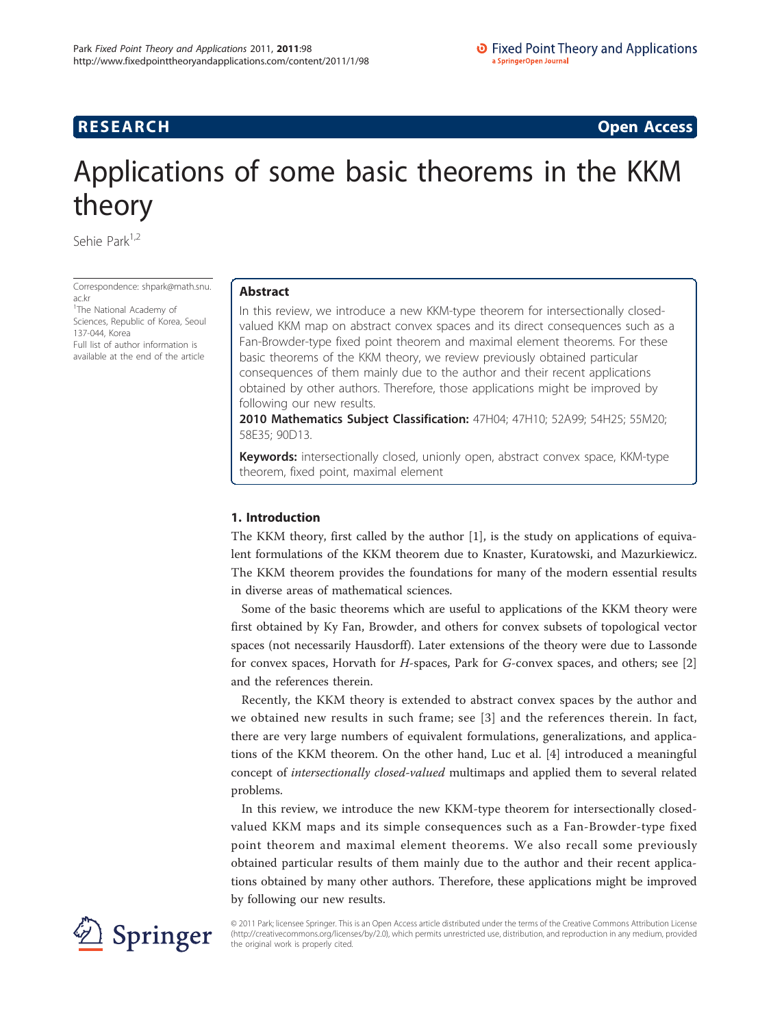RESEARCH Open Access

# Applications of some basic theorems in the KKM theory

Sehie Park[1,2]

Correspondence: shpark@math.snu.ac.kr
[1]The National Academy of Sciences, Republic of Korea, Seoul 137-044, Korea
Full list of author information is available at the end of the article

## Abstract

In this review, we introduce a new KKM-type theorem for intersectionally closed-valued KKM map on abstract convex spaces and its direct consequences such as a Fan-Browder-type fixed point theorem and maximal element theorems. For these basic theorems of the KKM theory, we review previously obtained particular consequences of them mainly due to the author and their recent applications obtained by other authors. Therefore, those applications might be improved by following our new results.

**2010 Mathematics Subject Classification:** 47H04; 47H10; 52A99; 54H25; 55M20; 58E35; 90D13.

**Keywords:** intersectionally closed, unionly open, abstract convex space, KKM-type theorem, fixed point, maximal element

## 1. Introduction

The KKM theory, first called by the author [1], is the study on applications of equivalent formulations of the KKM theorem due to Knaster, Kuratowski, and Mazurkiewicz. The KKM theorem provides the foundations for many of the modern essential results in diverse areas of mathematical sciences.

Some of the basic theorems which are useful to applications of the KKM theory were first obtained by Ky Fan, Browder, and others for convex subsets of topological vector spaces (not necessarily Hausdorff). Later extensions of the theory were due to Lassonde for convex spaces, Horvath for *H*-spaces, Park for *G*-convex spaces, and others; see [2] and the references therein.

Recently, the KKM theory is extended to abstract convex spaces by the author and we obtained new results in such frame; see [3] and the references therein. In fact, there are very large numbers of equivalent formulations, generalizations, and applications of the KKM theorem. On the other hand, Luc et al. [4] introduced a meaningful concept of *intersectionally closed-valued* multimaps and applied them to several related problems.

In this review, we introduce the new KKM-type theorem for intersectionally closed-valued KKM maps and its simple consequences such as a Fan-Browder-type fixed point theorem and maximal element theorems. We also recall some previously obtained particular results of them mainly due to the author and their recent applications obtained by many other authors. Therefore, these applications might be improved by following our new results.

© 2011 Park; licensee Springer. This is an Open Access article distributed under the terms of the Creative Commons Attribution License (http://creativecommons.org/licenses/by/2.0), which permits unrestricted use, distribution, and reproduction in any medium, provided the original work is properly cited.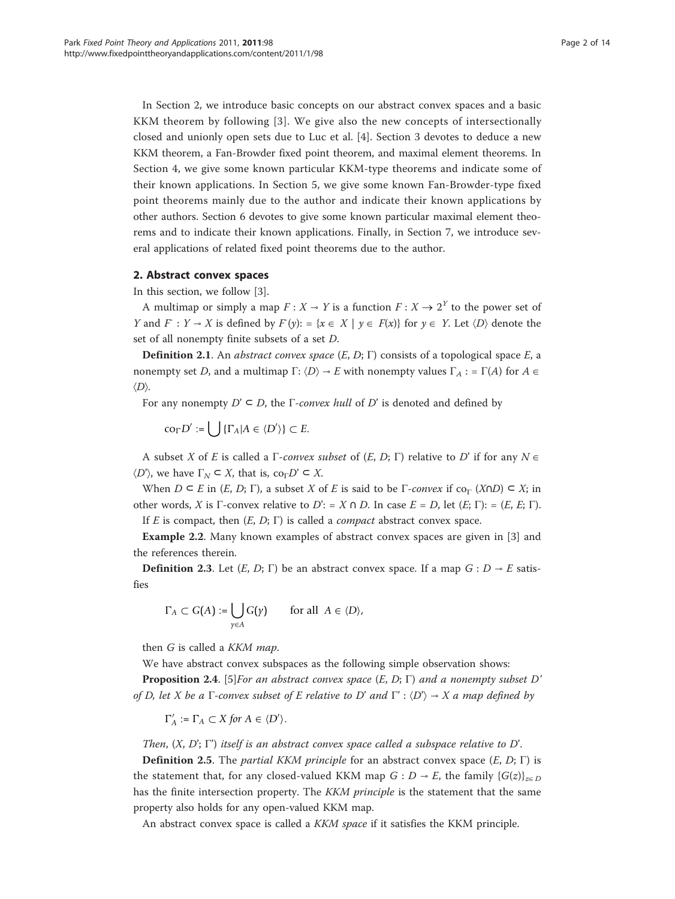In Section 2, we introduce basic concepts on our abstract convex spaces and a basic KKM theorem by following [3]. We give also the new concepts of intersectionally closed and unionly open sets due to Luc et al. [4]. Section 3 devotes to deduce a new KKM theorem, a Fan-Browder fixed point theorem, and maximal element theorems. In Section 4, we give some known particular KKM-type theorems and indicate some of their known applications. In Section 5, we give some known Fan-Browder-type fixed point theorems mainly due to the author and indicate their known applications by other authors. Section 6 devotes to give some known particular maximal element theorems and to indicate their known applications. Finally, in Section 7, we introduce several applications of related fixed point theorems due to the author.

## 2. Abstract convex spaces

In this section, we follow [3].

A multimap or simply a map $F : X \multimap Y$ is a function $F : X \to 2^Y$ to the power set of $Y$ and $F^- : Y \multimap X$ is defined by $F^-(y) := \{x \in X \mid y \in F(x)\}$ for $y \in Y$. Let $\langle D \rangle$ denote the set of all nonempty finite subsets of a set $D$.

**Definition 2.1**. An *abstract convex space* $(E, D; \Gamma)$ consists of a topological space $E$, a nonempty set $D$, and a multimap $\Gamma : \langle D \rangle \multimap E$ with nonempty values $\Gamma_A := \Gamma(A)$ for $A \in \langle D \rangle$.

For any nonempty $D' \subset D$, the $\Gamma$-*convex hull* of $D'$ is denoted and defined by

$$\mathrm{co}_\Gamma D' := \bigcup \{\Gamma_A \mid A \in \langle D' \rangle\} \subset E.$$

A subset $X$ of $E$ is called a $\Gamma$-*convex subset* of $(E, D; \Gamma)$ relative to $D'$ if for any $N \in \langle D' \rangle$, we have $\Gamma_N \subset X$, that is, $\mathrm{co}_\Gamma D' \subset X$.

When $D \subset E$ in $(E, D; \Gamma)$, a subset $X$ of $E$ is said to be $\Gamma$-*convex* if $\mathrm{co}_\Gamma (X \cap D) \subset X$; in other words, $X$ is $\Gamma$-convex relative to $D' := X \cap D$. In case $E = D$, let $(E; \Gamma) := (E, E; \Gamma)$.

If $E$ is compact, then $(E, D; \Gamma)$ is called a *compact* abstract convex space.

**Example 2.2**. Many known examples of abstract convex spaces are given in [3] and the references therein.

**Definition 2.3**. Let $(E, D; \Gamma)$ be an abstract convex space. If a map $G : D \multimap E$ satisfies

$$\Gamma_A \subset G(A) := \bigcup_{y \in A} G(y) \qquad \text{for all } A \in \langle D \rangle,$$

then $G$ is called a *KKM map*.

We have abstract convex subspaces as the following simple observation shows:

**Proposition 2.4**. [5]*For an abstract convex space $(E, D; \Gamma)$ and a nonempty subset $D'$ of $D$, let $X$ be a $\Gamma$-convex subset of $E$ relative to $D'$ and $\Gamma' : \langle D' \rangle \multimap X$ a map defined by*

$$\Gamma'_A := \Gamma_A \subset X \text{ for } A \in \langle D' \rangle.$$

*Then, $(X, D'; \Gamma')$ itself is an abstract convex space called a subspace relative to $D'$.*

**Definition 2.5**. The *partial KKM principle* for an abstract convex space $(E, D; \Gamma)$ is the statement that, for any closed-valued KKM map $G : D \multimap E$, the family $\{G(z)\}_{z \in D}$ has the finite intersection property. The *KKM principle* is the statement that the same property also holds for any open-valued KKM map.

An abstract convex space is called a *KKM space* if it satisfies the KKM principle.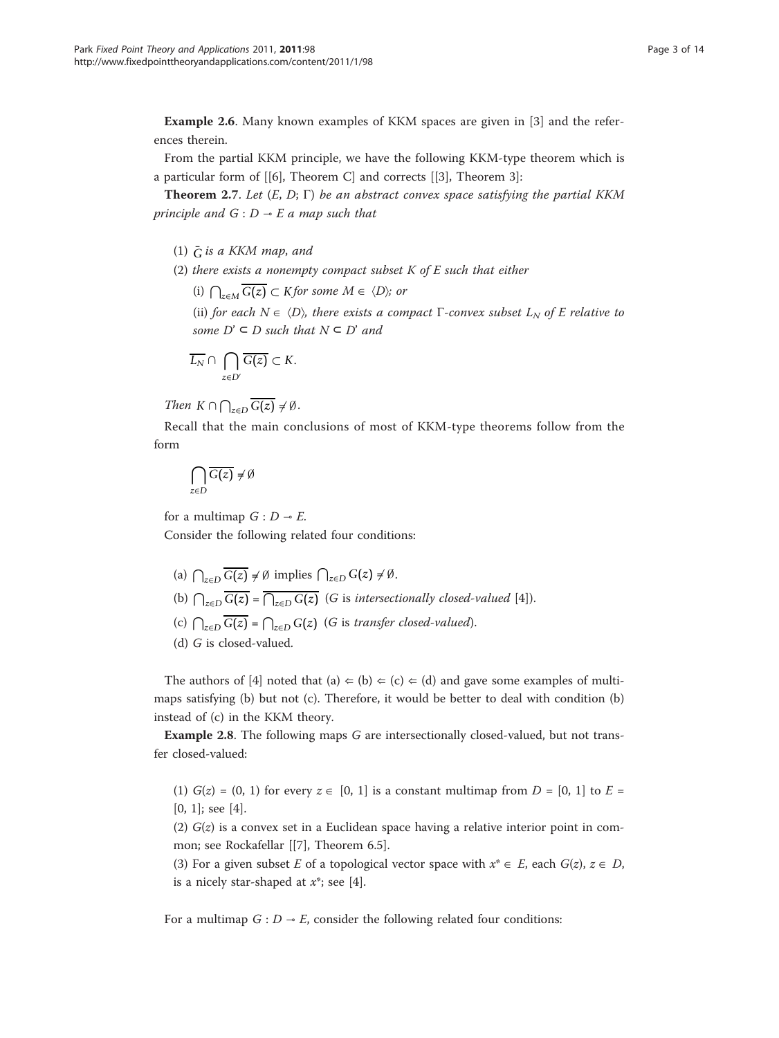**Example 2.6**. Many known examples of KKM spaces are given in [3] and the references therein.

From the partial KKM principle, we have the following KKM-type theorem which is a particular form of [[6], Theorem C] and corrects [[3], Theorem 3]:

**Theorem 2.7**. *Let* $(E, D; \Gamma)$ *be an abstract convex space satisfying the partial KKM principle and* $G : D \multimap E$ *a map such that*

(1) $\bar{G}$ *is a KKM map, and*

(2) *there exists a nonempty compact subset* $K$ *of* $E$ *such that either*

(i) $\bigcap_{z \in M} \overline{G(z)} \subset K$ *for some* $M \in \langle D \rangle$*; or*

(ii) *for each* $N \in \langle D \rangle$*, there exists a compact* $\Gamma$*-convex subset* $L_N$ *of* $E$ *relative to some* $D' \subset D$ *such that* $N \subset D'$ *and*

$$\overline{L_N} \cap \bigcap_{z \in D'} \overline{G(z)} \subset K.$$

*Then* $K \cap \bigcap_{z \in D} \overline{G(z)} \neq \emptyset$.

Recall that the main conclusions of most of KKM-type theorems follow from the form

$$\bigcap_{z \in D} \overline{G(z)} \neq \emptyset$$

for a multimap $G : D \multimap E$.

Consider the following related four conditions:

(a) $\bigcap_{z \in D} \overline{G(z)} \neq \emptyset$ implies $\bigcap_{z \in D} G(z) \neq \emptyset$.

(b) $\bigcap_{z \in D} \overline{G(z)} = \overline{\bigcap_{z \in D} G(z)}$ ($G$ is *intersectionally closed-valued* [4]).

(c) $\bigcap_{z \in D} \overline{G(z)} = \bigcap_{z \in D} G(z)$ ($G$ is *transfer closed-valued*).

(d) $G$ is closed-valued.

The authors of [4] noted that (a) $\Leftarrow$ (b) $\Leftarrow$ (c) $\Leftarrow$ (d) and gave some examples of multimaps satisfying (b) but not (c). Therefore, it would be better to deal with condition (b) instead of (c) in the KKM theory.

**Example 2.8**. The following maps $G$ are intersectionally closed-valued, but not transfer closed-valued:

(1) $G(z) = (0, 1)$ for every $z \in [0, 1]$ is a constant multimap from $D = [0, 1]$ to $E = [0, 1]$; see [4].

(2) $G(z)$ is a convex set in a Euclidean space having a relative interior point in common; see Rockafellar [[7], Theorem 6.5].

(3) For a given subset $E$ of a topological vector space with $x^* \in E$, each $G(z)$, $z \in D$, is a nicely star-shaped at $x^*$; see [4].

For a multimap $G : D \multimap E$, consider the following related four conditions: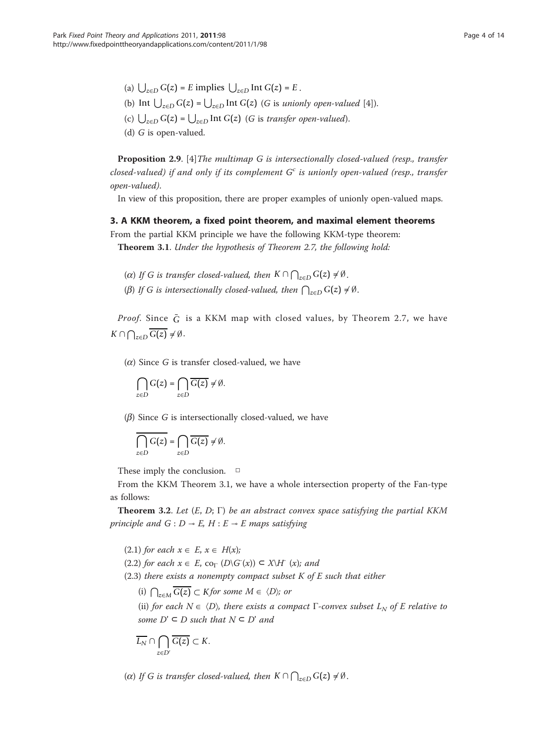(a) $\bigcup_{z\in D} G(z) = E$ implies $\bigcup_{z\in D} \text{Int}\, G(z) = E$.

(b) $\text{Int} \bigcup_{z\in D} G(z) = \bigcup_{z\in D} \text{Int}\, G(z)$ ($G$ is *unionly open-valued* [4]).

(c) $\bigcup_{z\in D} G(z) = \bigcup_{z\in D} \text{Int}\, G(z)$ ($G$ is *transfer open-valued*).

(d) $G$ is open-valued.

**Proposition 2.9**. [4] *The multimap $G$ is intersectionally closed-valued (resp., transfer closed-valued) if and only if its complement $G^c$ is unionly open-valued (resp., transfer open-valued).*

In view of this proposition, there are proper examples of unionly open-valued maps.

## 3. A KKM theorem, a fixed point theorem, and maximal element theorems

From the partial KKM principle we have the following KKM-type theorem:

**Theorem 3.1**. *Under the hypothesis of Theorem 2.7, the following hold:*

($\alpha$) *If $G$ is transfer closed-valued, then $K \cap \bigcap_{z\in D} G(z) \neq \emptyset$.*

($\beta$) *If $G$ is intersectionally closed-valued, then $\bigcap_{z\in D} G(z) \neq \emptyset$.*

*Proof*. Since $\bar{G}$ is a KKM map with closed values, by Theorem 2.7, we have $K \cap \bigcap_{z\in D} \overline{G(z)} \neq \emptyset$.

($\alpha$) Since $G$ is transfer closed-valued, we have

$$\bigcap_{z\in D} G(z) = \bigcap_{z\in D} \overline{G(z)} \neq \emptyset.$$

($\beta$) Since $G$ is intersectionally closed-valued, we have

$$\overline{\bigcap_{z\in D} G(z)} = \bigcap_{z\in D} \overline{G(z)} \neq \emptyset.$$

These imply the conclusion. □

From the KKM Theorem 3.1, we have a whole intersection property of the Fan-type as follows:

**Theorem 3.2**. *Let $(E, D; \Gamma)$ be an abstract convex space satisfying the partial KKM principle and $G : D \multimap E$, $H : E \multimap E$ maps satisfying*

(2.1) *for each $x \in E$, $x \in H(x)$;*

(2.2) *for each $x \in E$, $\text{co}_\Gamma (D \backslash G^-(x)) \subset X \backslash H^-(x)$; and*

(2.3) *there exists a nonempty compact subset $K$ of $E$ such that either*

(i) *$\bigcap_{z\in M} \overline{G(z)} \subset K$ for some $M \in \langle D \rangle$; or*

(ii) *for each $N \in \langle D \rangle$, there exists a compact $\Gamma$-convex subset $L_N$ of $E$ relative to some $D' \subset D$ such that $N \subset D'$ and*

$$\overline{L_N} \cap \bigcap_{z\in D'} \overline{G(z)} \subset K.$$

($\alpha$) *If $G$ is transfer closed-valued, then $K \cap \bigcap_{z\in D} G(z) \neq \emptyset$.*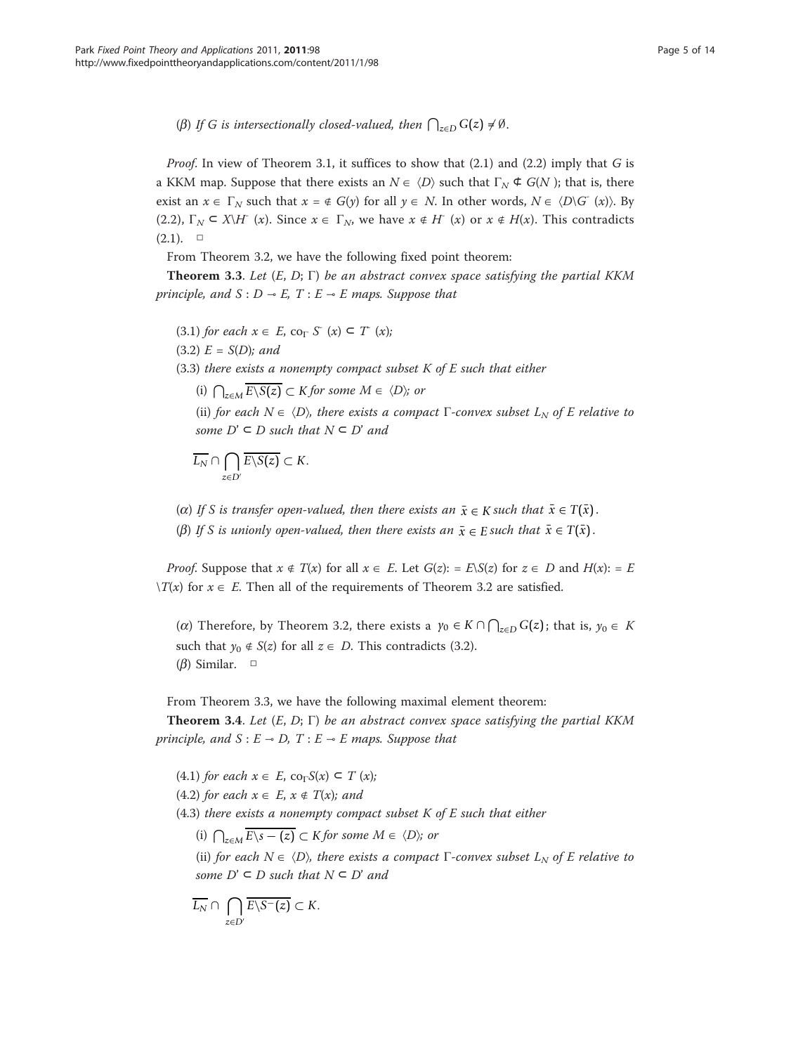($\beta$) *If $G$ is intersectionally closed-valued, then $\bigcap_{z\in D} G(z) \neq \emptyset$.*

*Proof.* In view of Theorem 3.1, it suffices to show that (2.1) and (2.2) imply that $G$ is a KKM map. Suppose that there exists an $N \in \langle D \rangle$ such that $\Gamma_N \not\subset G(N)$; that is, there exist an $x \in \Gamma_N$ such that $x = \notin G(y)$ for all $y \in N$. In other words, $N \in \langle D \backslash G^{-}(x) \rangle$. By (2.2), $\Gamma_N \subset X \backslash H^{-}(x)$. Since $x \in \Gamma_N$, we have $x \notin H^{-}(x)$ or $x \notin H(x)$. This contradicts (2.1). □

From Theorem 3.2, we have the following fixed point theorem:

**Theorem 3.3**. *Let $(E, D; \Gamma)$ be an abstract convex space satisfying the partial KKM principle, and $S : D \multimap E$, $T : E \multimap E$ maps. Suppose that*

(3.1) *for each $x \in E$, $\mathrm{co}_\Gamma\, S^{-}(x) \subset T^{-}(x)$;*

(3.2) *$E = S(D)$; and*

(3.3) *there exists a nonempty compact subset $K$ of $E$ such that either*

(i) *$\bigcap_{z\in M} \overline{E \backslash S(z)} \subset K$ for some $M \in \langle D \rangle$; or*

(ii) *for each $N \in \langle D \rangle$, there exists a compact $\Gamma$-convex subset $L_N$ of $E$ relative to some $D' \subset D$ such that $N \subset D'$ and*

$$\overline{L_N} \cap \bigcap_{z\in D'} \overline{E \backslash S(z)} \subset K.$$

($\alpha$) *If $S$ is transfer open-valued, then there exists an $\bar{x} \in K$ such that $\bar{x} \in T(\bar{x})$.*

($\beta$) *If $S$ is unionly open-valued, then there exists an $\bar{x} \in E$ such that $\bar{x} \in T(\bar{x})$.*

*Proof.* Suppose that $x \notin T(x)$ for all $x \in E$. Let $G(z) := E \backslash S(z)$ for $z \in D$ and $H(x) := E \backslash T(x)$ for $x \in E$. Then all of the requirements of Theorem 3.2 are satisfied.

($\alpha$) Therefore, by Theorem 3.2, there exists a $y_0 \in K \cap \bigcap_{z\in D} G(z)$; that is, $y_0 \in K$ such that $y_0 \notin S(z)$ for all $z \in D$. This contradicts (3.2).

($\beta$) Similar. □

From Theorem 3.3, we have the following maximal element theorem:

**Theorem 3.4**. *Let $(E, D; \Gamma)$ be an abstract convex space satisfying the partial KKM principle, and $S : E \multimap D$, $T : E \multimap E$ maps. Suppose that*

(4.1) *for each $x \in E$, $\mathrm{co}_\Gamma S(x) \subset T(x)$;*

(4.2) *for each $x \in E$, $x \notin T(x)$; and*

(4.3) *there exists a nonempty compact subset $K$ of $E$ such that either*

(i) *$\bigcap_{z\in M} \overline{E \backslash s-(z)} \subset K$ for some $M \in \langle D \rangle$; or*

(ii) *for each $N \in \langle D \rangle$, there exists a compact $\Gamma$-convex subset $L_N$ of $E$ relative to some $D' \subset D$ such that $N \subset D'$ and*

$$\overline{L_N} \cap \bigcap_{z\in D'} \overline{E \backslash S^{-}(z)} \subset K.$$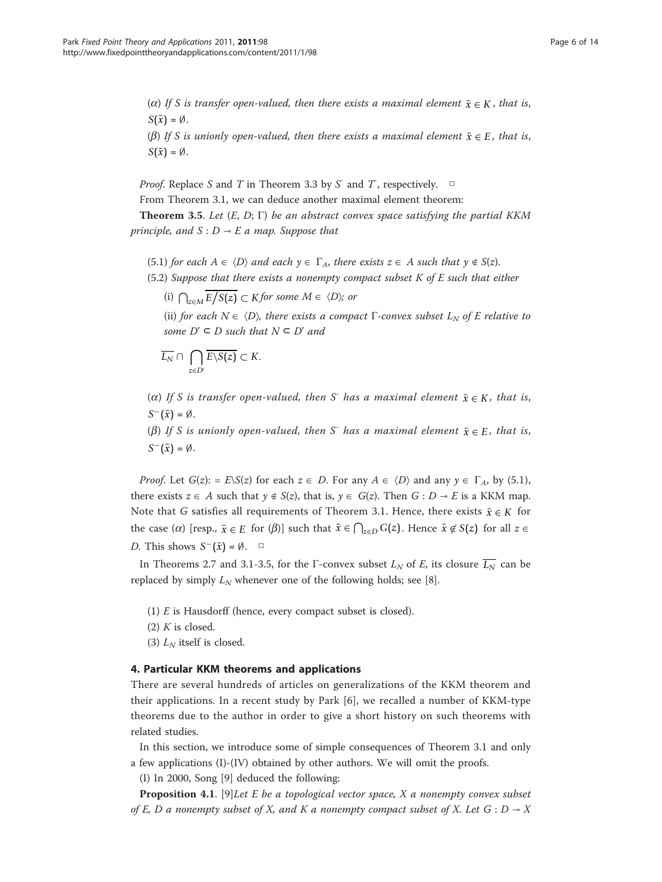($\alpha$) *If S is transfer open-valued, then there exists a maximal element* $\bar{x} \in K$*, that is,* $S(\bar{x}) = \emptyset$.

($\beta$) *If S is unionly open-valued, then there exists a maximal element* $\bar{x} \in E$*, that is,* $S(\bar{x}) = \emptyset$.

*Proof*. Replace $S$ and $T$ in Theorem 3.3 by $S^-$ and $T^-$, respectively. □

From Theorem 3.1, we can deduce another maximal element theorem:

**Theorem 3.5**. *Let* $(E, D; \Gamma)$ *be an abstract convex space satisfying the partial KKM principle, and* $S : D \multimap E$ *a map. Suppose that*

(5.1) *for each* $A \in \langle D \rangle$ *and each* $y \in \Gamma_A$*, there exists* $z \in A$ *such that* $y \notin S(z)$.

(5.2) *Suppose that there exists a nonempty compact subset K of E such that either*

(i) $\bigcap_{z \in M} \overline{E/S(z)} \subset K$ *for some* $M \in \langle D \rangle$*; or*

(ii) *for each* $N \in \langle D \rangle$*, there exists a compact* $\Gamma$*-convex subset* $L_N$ *of E relative to some* $D' \subset D$ *such that* $N \subset D'$ *and*

$$\overline{L_N} \cap \bigcap_{z \in D'} \overline{E \setminus S(z)} \subset K.$$

($\alpha$) *If S is transfer open-valued, then* $S^-$ *has a maximal element* $\bar{x} \in K$*, that is,* $S^-(\bar{x}) = \emptyset$.

($\beta$) *If S is unionly open-valued, then* $S^-$ *has a maximal element* $\bar{x} \in E$*, that is,* $S^-(\bar{x}) = \emptyset$.

*Proof*. Let $G(z) := E \setminus S(z)$ for each $z \in D$. For any $A \in \langle D \rangle$ and any $y \in \Gamma_A$, by (5.1), there exists $z \in A$ such that $y \notin S(z)$, that is, $y \in G(z)$. Then $G : D \multimap E$ is a KKM map. Note that $G$ satisfies all requirements of Theorem 3.1. Hence, there exists $\bar{x} \in K$ for the case ($\alpha$) [resp., $\bar{x} \in E$ for ($\beta$)] such that $\bar{x} \in \bigcap_{z \in D} G(z)$. Hence $\bar{x} \notin S(z)$ for all $z \in D$. This shows $S^-(\bar{x}) = \emptyset$. □

In Theorems 2.7 and 3.1-3.5, for the $\Gamma$-convex subset $L_N$ of $E$, its closure $\overline{L_N}$ can be replaced by simply $L_N$ whenever one of the following holds; see [8].

(1) $E$ is Hausdorff (hence, every compact subset is closed).

(2) $K$ is closed.

(3) $L_N$ itself is closed.

## 4. Particular KKM theorems and applications

There are several hundreds of articles on generalizations of the KKM theorem and their applications. In a recent study by Park [6], we recalled a number of KKM-type theorems due to the author in order to give a short history on such theorems with related studies.

In this section, we introduce some of simple consequences of Theorem 3.1 and only a few applications (I)-(IV) obtained by other authors. We will omit the proofs.

(I) In 2000, Song [9] deduced the following:

**Proposition 4.1**. [9]*Let E be a topological vector space, X a nonempty convex subset of E, D a nonempty subset of X, and K a nonempty compact subset of X. Let* $G : D \multimap X$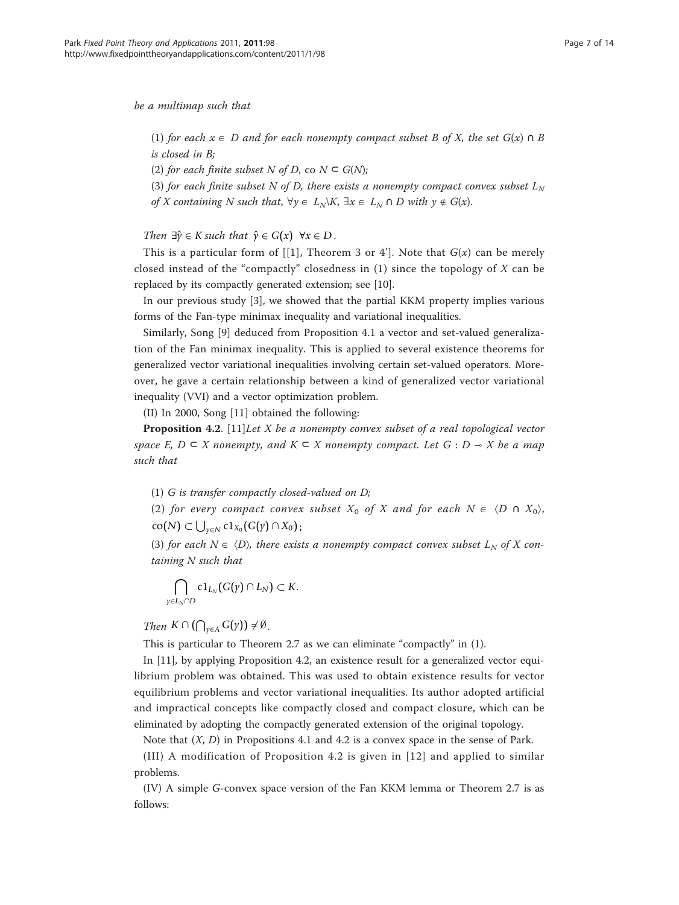*be a multimap such that*

(1) *for each $x \in D$ and for each nonempty compact subset $B$ of $X$, the set $G(x) \cap B$ is closed in $B$;*

(2) *for each finite subset $N$ of $D$,* co $N \subset G(N)$*;*

(3) *for each finite subset $N$ of $D$, there exists a nonempty compact convex subset $L_N$ of $X$ containing $N$ such that, $\forall y \in L_N \backslash K$, $\exists x \in L_N \cap D$ with $y \notin G(x)$.*

*Then* $\exists \hat{y} \in K$ *such that* $\hat{y} \in G(x) \;\; \forall x \in D$.

This is a particular form of [[1], Theorem 3 or 4']. Note that $G(x)$ can be merely closed instead of the "compactly" closedness in (1) since the topology of $X$ can be replaced by its compactly generated extension; see [10].

In our previous study [3], we showed that the partial KKM property implies various forms of the Fan-type minimax inequality and variational inequalities.

Similarly, Song [9] deduced from Proposition 4.1 a vector and set-valued generalization of the Fan minimax inequality. This is applied to several existence theorems for generalized vector variational inequalities involving certain set-valued operators. Moreover, he gave a certain relationship between a kind of generalized vector variational inequality (VVI) and a vector optimization problem.

(II) In 2000, Song [11] obtained the following:

**Proposition 4.2**. [11]*Let $X$ be a nonempty convex subset of a real topological vector space $E$, $D \subset X$ nonempty, and $K \subset X$ nonempty compact. Let $G : D \multimap X$ be a map such that*

(1) *$G$ is transfer compactly closed-valued on $D$;*

(2) *for every compact convex subset $X_0$ of $X$ and for each $N \in \langle D \cap X_0 \rangle$,* $\text{co}(N) \subset \bigcup_{y \in N} \text{cl}_{X_0}(G(y) \cap X_0)$*;*

(3) *for each $N \in \langle D \rangle$, there exists a nonempty compact convex subset $L_N$ of $X$ containing $N$ such that*

$$\bigcap_{y \in L_N \cap D} \text{cl}_{L_N}(G(y) \cap L_N) \subset K.$$

*Then* $K \cap \left(\bigcap_{y \in A} G(y)\right) \neq \emptyset$.

This is particular to Theorem 2.7 as we can eliminate "compactly" in (1).

In [11], by applying Proposition 4.2, an existence result for a generalized vector equilibrium problem was obtained. This was used to obtain existence results for vector equilibrium problems and vector variational inequalities. Its author adopted artificial and impractical concepts like compactly closed and compact closure, which can be eliminated by adopting the compactly generated extension of the original topology.

Note that $(X, D)$ in Propositions 4.1 and 4.2 is a convex space in the sense of Park.

(III) A modification of Proposition 4.2 is given in [12] and applied to similar problems.

(IV) A simple $G$-convex space version of the Fan KKM lemma or Theorem 2.7 is as follows: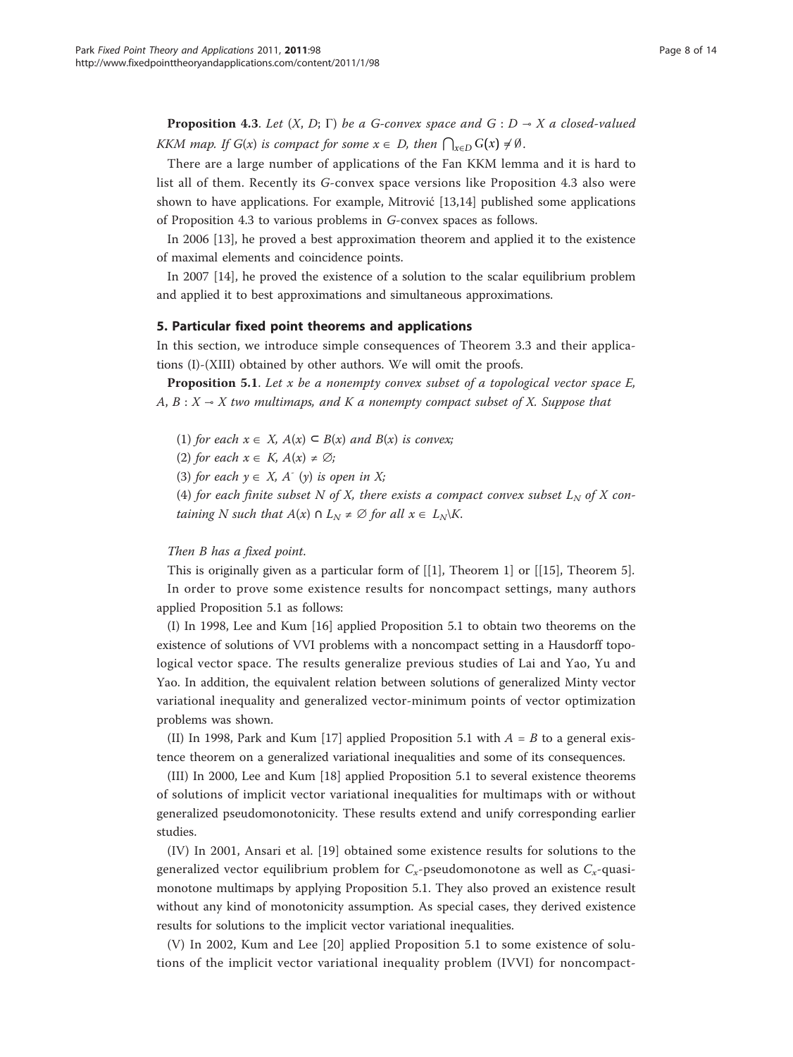**Proposition 4.3**. *Let* $(X, D; \Gamma)$ *be a G-convex space and* $G : D \multimap X$ *a closed-valued KKM map. If* $G(x)$ *is compact for some* $x \in D$*, then* $\bigcap_{x \in D} G(x) \neq \emptyset$.

There are a large number of applications of the Fan KKM lemma and it is hard to list all of them. Recently its *G*-convex space versions like Proposition 4.3 also were shown to have applications. For example, Mitrović [13,14] published some applications of Proposition 4.3 to various problems in *G*-convex spaces as follows.

In 2006 [13], he proved a best approximation theorem and applied it to the existence of maximal elements and coincidence points.

In 2007 [14], he proved the existence of a solution to the scalar equilibrium problem and applied it to best approximations and simultaneous approximations.

## 5. Particular fixed point theorems and applications

In this section, we introduce simple consequences of Theorem 3.3 and their applications (I)-(XIII) obtained by other authors. We will omit the proofs.

**Proposition 5.1**. *Let x be a nonempty convex subset of a topological vector space E,* $A, B : X \multimap X$ *two multimaps, and K a nonempty compact subset of X. Suppose that*

(1) *for each* $x \in X$*,* $A(x) \subset B(x)$ *and* $B(x)$ *is convex;*

(2) *for each* $x \in K$*,* $A(x) \neq \emptyset$*;*

(3) *for each* $y \in X$*,* $A^{-}(y)$ *is open in X;*

(4) *for each finite subset N of X, there exists a compact convex subset* $L_N$ *of X containing N such that* $A(x) \cap L_N \neq \emptyset$ *for all* $x \in L_N \backslash K$*.*

*Then B has a fixed point.*

This is originally given as a particular form of [[1], Theorem 1] or [[15], Theorem 5].

In order to prove some existence results for noncompact settings, many authors applied Proposition 5.1 as follows:

(I) In 1998, Lee and Kum [16] applied Proposition 5.1 to obtain two theorems on the existence of solutions of VVI problems with a noncompact setting in a Hausdorff topological vector space. The results generalize previous studies of Lai and Yao, Yu and Yao. In addition, the equivalent relation between solutions of generalized Minty vector variational inequality and generalized vector-minimum points of vector optimization problems was shown.

(II) In 1998, Park and Kum [17] applied Proposition 5.1 with $A = B$ to a general existence theorem on a generalized variational inequalities and some of its consequences.

(III) In 2000, Lee and Kum [18] applied Proposition 5.1 to several existence theorems of solutions of implicit vector variational inequalities for multimaps with or without generalized pseudomonotonicity. These results extend and unify corresponding earlier studies.

(IV) In 2001, Ansari et al. [19] obtained some existence results for solutions to the generalized vector equilibrium problem for $C_x$-pseudomonotone as well as $C_x$-quasimonotone multimaps by applying Proposition 5.1. They also proved an existence result without any kind of monotonicity assumption. As special cases, they derived existence results for solutions to the implicit vector variational inequalities.

(V) In 2002, Kum and Lee [20] applied Proposition 5.1 to some existence of solutions of the implicit vector variational inequality problem (IVVI) for noncompact-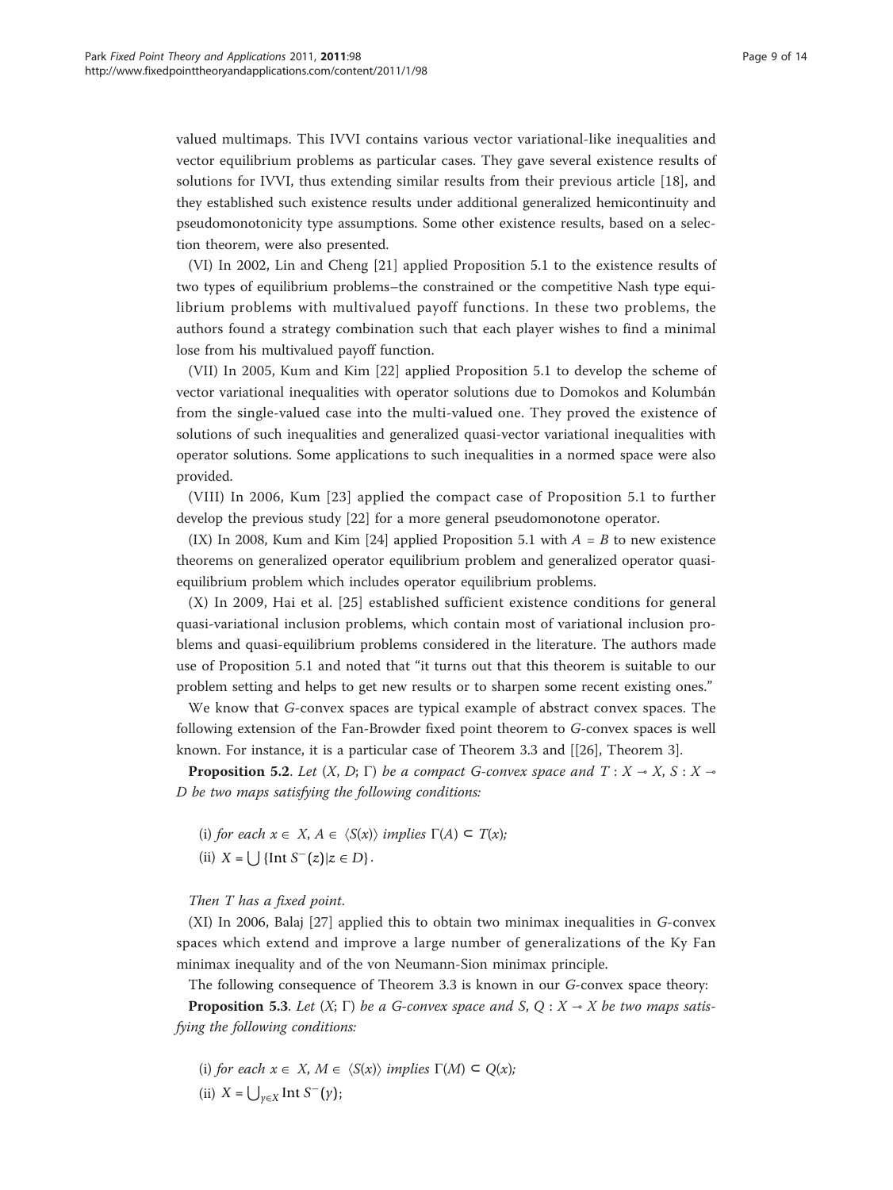valued multimaps. This IVVI contains various vector variational-like inequalities and vector equilibrium problems as particular cases. They gave several existence results of solutions for IVVI, thus extending similar results from their previous article [18], and they established such existence results under additional generalized hemicontinuity and pseudomonotonicity type assumptions. Some other existence results, based on a selection theorem, were also presented.

(VI) In 2002, Lin and Cheng [21] applied Proposition 5.1 to the existence results of two types of equilibrium problems–the constrained or the competitive Nash type equilibrium problems with multivalued payoff functions. In these two problems, the authors found a strategy combination such that each player wishes to find a minimal lose from his multivalued payoff function.

(VII) In 2005, Kum and Kim [22] applied Proposition 5.1 to develop the scheme of vector variational inequalities with operator solutions due to Domokos and Kolumbán from the single-valued case into the multi-valued one. They proved the existence of solutions of such inequalities and generalized quasi-vector variational inequalities with operator solutions. Some applications to such inequalities in a normed space were also provided.

(VIII) In 2006, Kum [23] applied the compact case of Proposition 5.1 to further develop the previous study [22] for a more general pseudomonotone operator.

(IX) In 2008, Kum and Kim [24] applied Proposition 5.1 with $A = B$ to new existence theorems on generalized operator equilibrium problem and generalized operator quasi-equilibrium problem which includes operator equilibrium problems.

(X) In 2009, Hai et al. [25] established sufficient existence conditions for general quasi-variational inclusion problems, which contain most of variational inclusion problems and quasi-equilibrium problems considered in the literature. The authors made use of Proposition 5.1 and noted that "it turns out that this theorem is suitable to our problem setting and helps to get new results or to sharpen some recent existing ones."

We know that *G*-convex spaces are typical example of abstract convex spaces. The following extension of the Fan-Browder fixed point theorem to *G*-convex spaces is well known. For instance, it is a particular case of Theorem 3.3 and [[26], Theorem 3].

**Proposition 5.2**. *Let $(X, D; \Gamma)$ be a compact G-convex space and $T : X \multimap X$, $S : X \multimap D$ be two maps satisfying the following conditions:*

(i) *for each $x \in X$, $A \in \langle S(x) \rangle$ implies $\Gamma(A) \subset T(x)$;*

(ii) $X = \bigcup \{\text{Int}\, S^{-}(z) | z \in D\}$.

*Then T has a fixed point*.

(XI) In 2006, Balaj [27] applied this to obtain two minimax inequalities in *G*-convex spaces which extend and improve a large number of generalizations of the Ky Fan minimax inequality and of the von Neumann-Sion minimax principle.

The following consequence of Theorem 3.3 is known in our *G*-convex space theory:

**Proposition 5.3**. *Let $(X; \Gamma)$ be a G-convex space and $S, Q : X \multimap X$ be two maps satisfying the following conditions:*

(i) *for each $x \in X$, $M \in \langle S(x) \rangle$ implies $\Gamma(M) \subset Q(x)$;*

(ii) $X = \bigcup_{y \in X} \text{Int}\, S^{-}(y)$;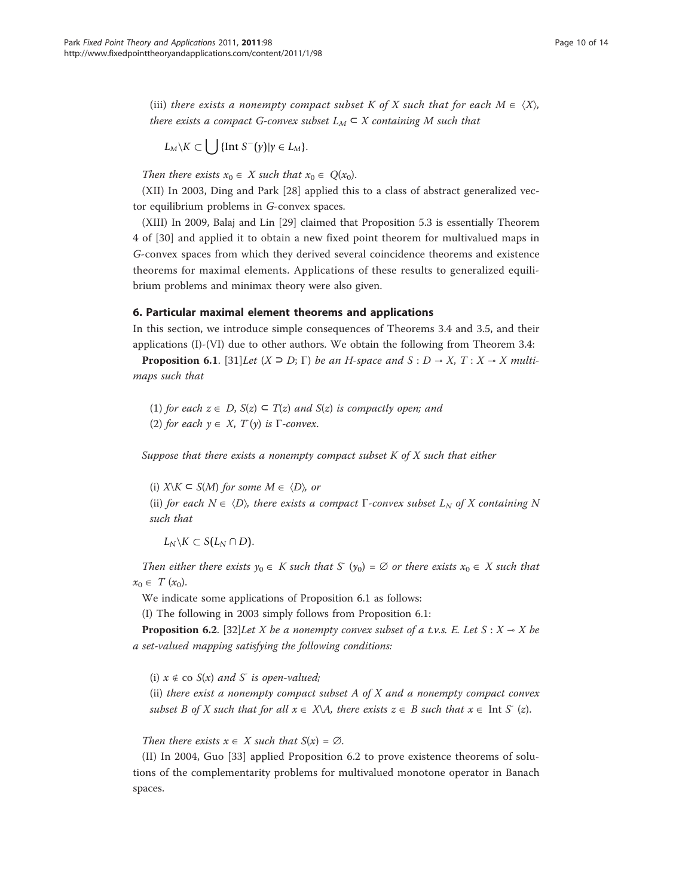(iii) *there exists a nonempty compact subset K of X such that for each* $M \in \langle X \rangle$*, there exists a compact G-convex subset* $L_M \subset X$ *containing M such that*

$$L_M \backslash K \subset \bigcup \{\text{Int } S^{-}(y) | y \in L_M\}.$$

*Then there exists* $x_0 \in X$ *such that* $x_0 \in Q(x_0)$.

(XII) In 2003, Ding and Park [28] applied this to a class of abstract generalized vector equilibrium problems in *G*-convex spaces.

(XIII) In 2009, Balaj and Lin [29] claimed that Proposition 5.3 is essentially Theorem 4 of [30] and applied it to obtain a new fixed point theorem for multivalued maps in *G*-convex spaces from which they derived several coincidence theorems and existence theorems for maximal elements. Applications of these results to generalized equilibrium problems and minimax theory were also given.

## 6. Particular maximal element theorems and applications

In this section, we introduce simple consequences of Theorems 3.4 and 3.5, and their applications (I)-(VI) due to other authors. We obtain the following from Theorem 3.4:

**Proposition 6.1**. [31]*Let* $(X \supset D; \Gamma)$ *be an H-space and* $S : D \multimap X$, $T : X \multimap X$ *multimaps such that*

(1) *for each* $z \in D$, $S(z) \subset T(z)$ *and* $S(z)$ *is compactly open; and*
(2) *for each* $y \in X$, $T^{-}(y)$ *is* $\Gamma$*-convex.*

*Suppose that there exists a nonempty compact subset K of X such that either*

(i) $X \backslash K \subset S(M)$ *for some* $M \in \langle D \rangle$*, or*
(ii) *for each* $N \in \langle D \rangle$*, there exists a compact* $\Gamma$*-convex subset* $L_N$ *of X containing N such that*

$$L_N \backslash K \subset S(L_N \cap D).$$

*Then either there exists* $y_0 \in K$ *such that* $S^{-}(y_0) = \emptyset$ *or there exists* $x_0 \in X$ *such that* $x_0 \in T(x_0)$.

We indicate some applications of Proposition 6.1 as follows:

(I) The following in 2003 simply follows from Proposition 6.1:

**Proposition 6.2**. [32]*Let X be a nonempty convex subset of a t.v.s. E. Let* $S : X \multimap X$ *be a set-valued mapping satisfying the following conditions:*

(i) $x \notin \text{co } S(x)$ *and* $S^{-}$ *is open-valued;*
(ii) *there exist a nonempty compact subset A of X and a nonempty compact convex subset B of X such that for all* $x \in X \backslash A$*, there exists* $z \in B$ *such that* $x \in \text{Int } S^{-}(z)$.

*Then there exists* $x \in X$ *such that* $S(x) = \emptyset$.

(II) In 2004, Guo [33] applied Proposition 6.2 to prove existence theorems of solutions of the complementarity problems for multivalued monotone operator in Banach spaces.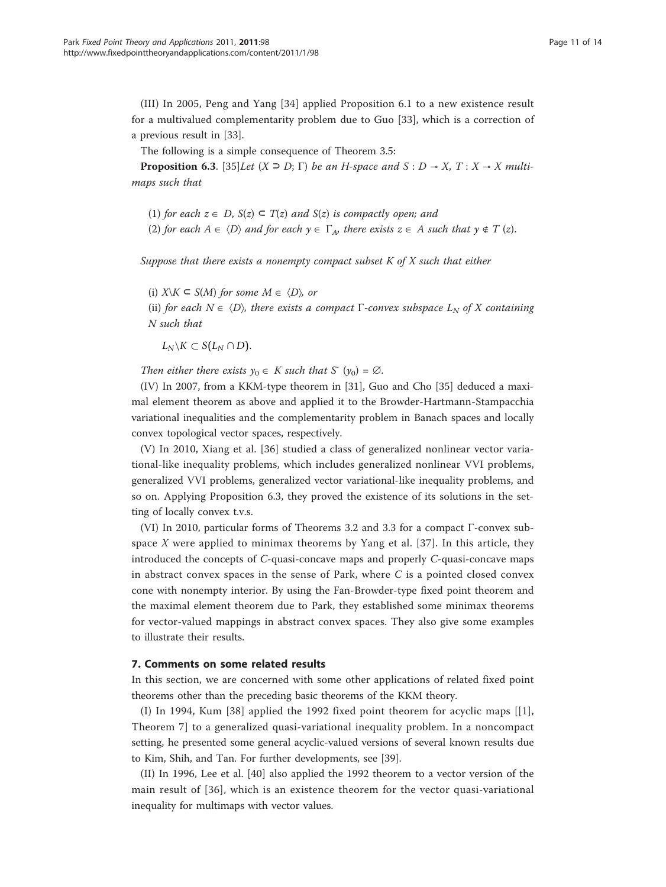(III) In 2005, Peng and Yang [34] applied Proposition 6.1 to a new existence result for a multivalued complementarity problem due to Guo [33], which is a correction of a previous result in [33].

The following is a simple consequence of Theorem 3.5:

**Proposition 6.3**. [35]*Let* $(X \supset D; \Gamma)$ *be an H-space and* $S : D \multimap X$, $T : X \multimap X$ *multimaps such that*

(1) *for each* $z \in D$, $S(z) \subset T(z)$ *and* $S(z)$ *is compactly open; and*

(2) *for each* $A \in \langle D \rangle$ *and for each* $y \in \Gamma_A$, *there exists* $z \in A$ *such that* $y \notin T(z)$.

*Suppose that there exists a nonempty compact subset K of X such that either*

(i) $X \backslash K \subset S(M)$ *for some* $M \in \langle D \rangle$, *or*

(ii) *for each* $N \in \langle D \rangle$, *there exists a compact* $\Gamma$*-convex subspace* $L_N$ *of X containing N such that*

$$L_N \backslash K \subset S(L_N \cap D).$$

*Then either there exists* $y_0 \in K$ *such that* $S^{-}(y_0) = \emptyset$.

(IV) In 2007, from a KKM-type theorem in [31], Guo and Cho [35] deduced a maximal element theorem as above and applied it to the Browder-Hartmann-Stampacchia variational inequalities and the complementarity problem in Banach spaces and locally convex topological vector spaces, respectively.

(V) In 2010, Xiang et al. [36] studied a class of generalized nonlinear vector variational-like inequality problems, which includes generalized nonlinear VVI problems, generalized VVI problems, generalized vector variational-like inequality problems, and so on. Applying Proposition 6.3, they proved the existence of its solutions in the setting of locally convex t.v.s.

(VI) In 2010, particular forms of Theorems 3.2 and 3.3 for a compact $\Gamma$-convex subspace $X$ were applied to minimax theorems by Yang et al. [37]. In this article, they introduced the concepts of $C$-quasi-concave maps and properly $C$-quasi-concave maps in abstract convex spaces in the sense of Park, where $C$ is a pointed closed convex cone with nonempty interior. By using the Fan-Browder-type fixed point theorem and the maximal element theorem due to Park, they established some minimax theorems for vector-valued mappings in abstract convex spaces. They also give some examples to illustrate their results.

## 7. Comments on some related results

In this section, we are concerned with some other applications of related fixed point theorems other than the preceding basic theorems of the KKM theory.

(I) In 1994, Kum [38] applied the 1992 fixed point theorem for acyclic maps [[1], Theorem 7] to a generalized quasi-variational inequality problem. In a noncompact setting, he presented some general acyclic-valued versions of several known results due to Kim, Shih, and Tan. For further developments, see [39].

(II) In 1996, Lee et al. [40] also applied the 1992 theorem to a vector version of the main result of [36], which is an existence theorem for the vector quasi-variational inequality for multimaps with vector values.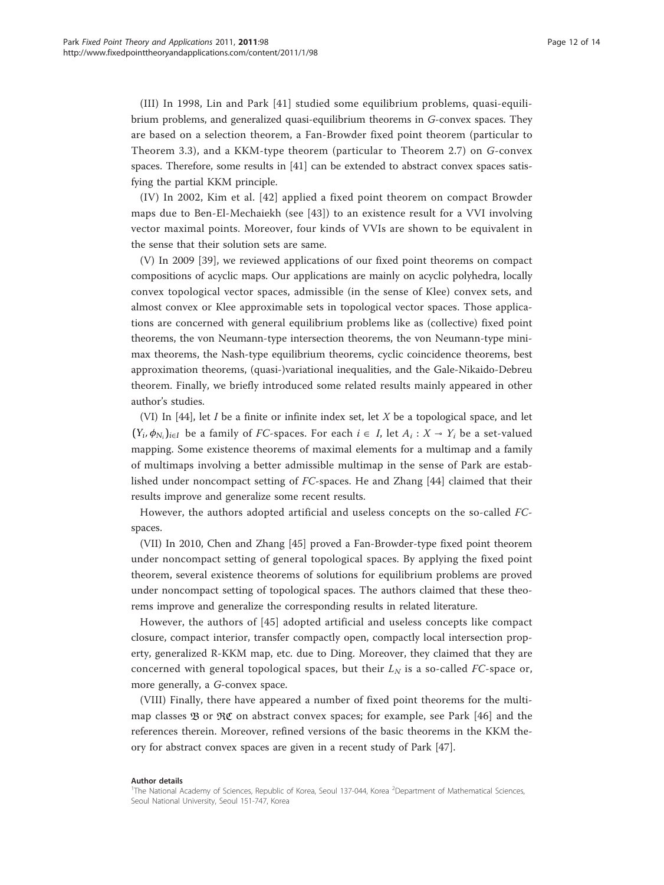(III) In 1998, Lin and Park [41] studied some equilibrium problems, quasi-equilibrium problems, and generalized quasi-equilibrium theorems in *G*-convex spaces. They are based on a selection theorem, a Fan-Browder fixed point theorem (particular to Theorem 3.3), and a KKM-type theorem (particular to Theorem 2.7) on *G*-convex spaces. Therefore, some results in [41] can be extended to abstract convex spaces satisfying the partial KKM principle.

(IV) In 2002, Kim et al. [42] applied a fixed point theorem on compact Browder maps due to Ben-El-Mechaiekh (see [43]) to an existence result for a VVI involving vector maximal points. Moreover, four kinds of VVIs are shown to be equivalent in the sense that their solution sets are same.

(V) In 2009 [39], we reviewed applications of our fixed point theorems on compact compositions of acyclic maps. Our applications are mainly on acyclic polyhedra, locally convex topological vector spaces, admissible (in the sense of Klee) convex sets, and almost convex or Klee approximable sets in topological vector spaces. Those applications are concerned with general equilibrium problems like as (collective) fixed point theorems, the von Neumann-type intersection theorems, the von Neumann-type minimax theorems, the Nash-type equilibrium theorems, cyclic coincidence theorems, best approximation theorems, (quasi-)variational inequalities, and the Gale-Nikaido-Debreu theorem. Finally, we briefly introduced some related results mainly appeared in other author's studies.

(VI) In [44], let $I$ be a finite or infinite index set, let $X$ be a topological space, and let $(Y_i, \phi_{N_i})_{i \in I}$ be a family of *FC*-spaces. For each $i \in I$, let $A_i : X \multimap Y_i$ be a set-valued mapping. Some existence theorems of maximal elements for a multimap and a family of multimaps involving a better admissible multimap in the sense of Park are established under noncompact setting of *FC*-spaces. He and Zhang [44] claimed that their results improve and generalize some recent results.

However, the authors adopted artificial and useless concepts on the so-called *FC*-spaces.

(VII) In 2010, Chen and Zhang [45] proved a Fan-Browder-type fixed point theorem under noncompact setting of general topological spaces. By applying the fixed point theorem, several existence theorems of solutions for equilibrium problems are proved under noncompact setting of topological spaces. The authors claimed that these theorems improve and generalize the corresponding results in related literature.

However, the authors of [45] adopted artificial and useless concepts like compact closure, compact interior, transfer compactly open, compactly local intersection property, generalized R-KKM map, etc. due to Ding. Moreover, they claimed that they are concerned with general topological spaces, but their $L_N$ is a so-called *FC*-space or, more generally, a *G*-convex space.

(VIII) Finally, there have appeared a number of fixed point theorems for the multimap classes $\mathfrak{B}$ or $\mathfrak{RC}$ on abstract convex spaces; for example, see Park [46] and the references therein. Moreover, refined versions of the basic theorems in the KKM theory for abstract convex spaces are given in a recent study of Park [47].

**Author details**

[1]The National Academy of Sciences, Republic of Korea, Seoul 137-044, Korea [2]Department of Mathematical Sciences, Seoul National University, Seoul 151-747, Korea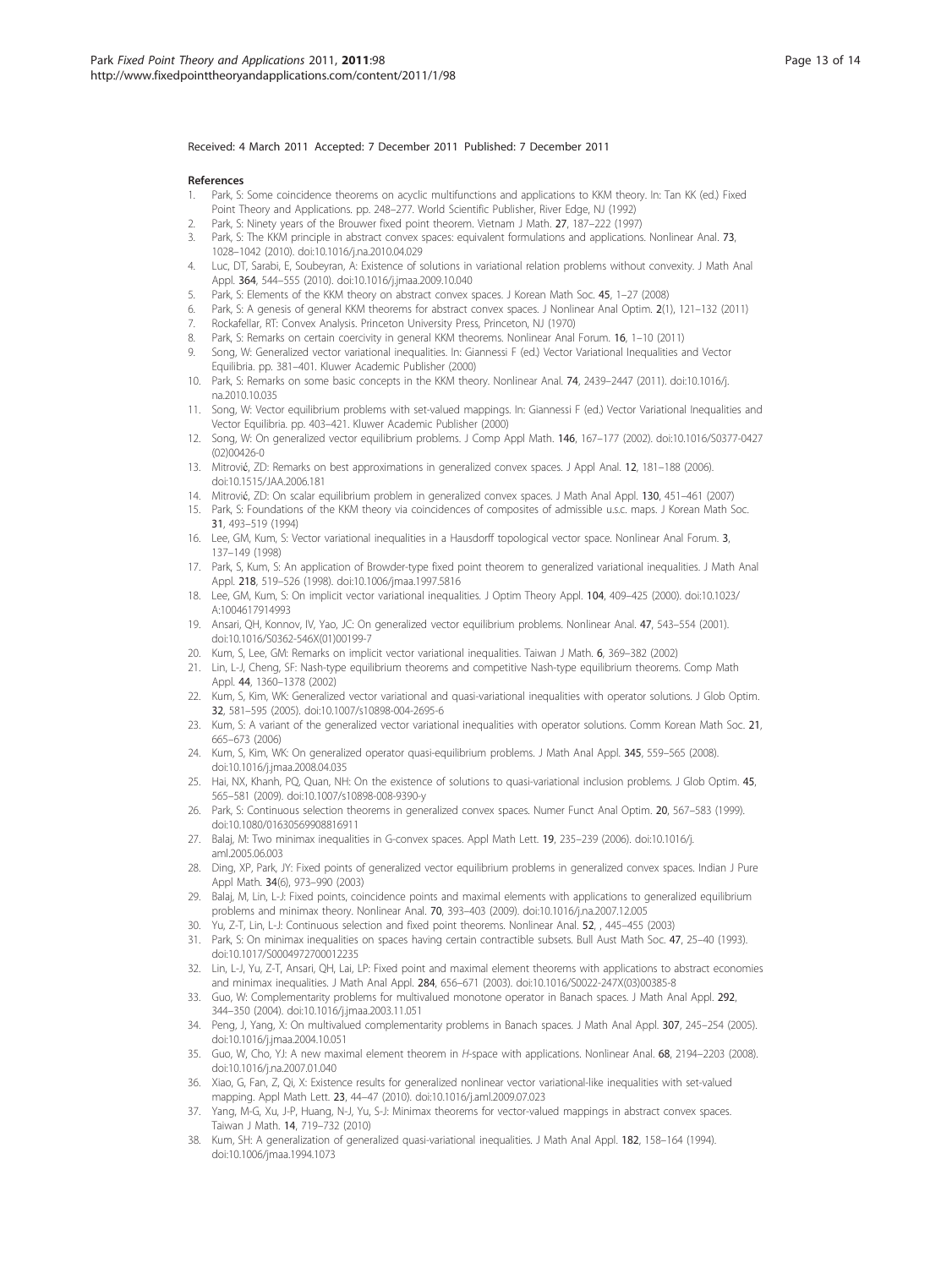Received: 4 March 2011 Accepted: 7 December 2011 Published: 7 December 2011

## References

1. Park, S: Some coincidence theorems on acyclic multifunctions and applications to KKM theory. In: Tan KK (ed.) Fixed Point Theory and Applications. pp. 248–277. World Scientific Publisher, River Edge, NJ (1992)
2. Park, S: Ninety years of the Brouwer fixed point theorem. Vietnam J Math. **27**, 187–222 (1997)
3. Park, S: The KKM principle in abstract convex spaces: equivalent formulations and applications. Nonlinear Anal. **73**, 1028–1042 (2010). doi:10.1016/j.na.2010.04.029
4. Luc, DT, Sarabi, E, Soubeyran, A: Existence of solutions in variational relation problems without convexity. J Math Anal Appl. **364**, 544–555 (2010). doi:10.1016/j.jmaa.2009.10.040
5. Park, S: Elements of the KKM theory on abstract convex spaces. J Korean Math Soc. **45**, 1–27 (2008)
6. Park, S: A genesis of general KKM theorems for abstract convex spaces. J Nonlinear Anal Optim. **2**(1), 121–132 (2011)
7. Rockafellar, RT: Convex Analysis. Princeton University Press, Princeton, NJ (1970)
8. Park, S: Remarks on certain coercivity in general KKM theorems. Nonlinear Anal Forum. **16**, 1–10 (2011)
9. Song, W: Generalized vector variational inequalities. In: Giannessi F (ed.) Vector Variational Inequalities and Vector Equilibria. pp. 381–401. Kluwer Academic Publisher (2000)
10. Park, S: Remarks on some basic concepts in the KKM theory. Nonlinear Anal. **74**, 2439–2447 (2011). doi:10.1016/j.na.2010.10.035
11. Song, W: Vector equilibrium problems with set-valued mappings. In: Giannessi F (ed.) Vector Variational Inequalities and Vector Equilibria. pp. 403–421. Kluwer Academic Publisher (2000)
12. Song, W: On generalized vector equilibrium problems. J Comp Appl Math. **146**, 167–177 (2002). doi:10.1016/S0377-0427(02)00426-0
13. Mitrović, ZD: Remarks on best approximations in generalized convex spaces. J Appl Anal. **12**, 181–188 (2006). doi:10.1515/JAA.2006.181
14. Mitrović, ZD: On scalar equilibrium problem in generalized convex spaces. J Math Anal Appl. **130**, 451–461 (2007)
15. Park, S: Foundations of the KKM theory via coincidences of composites of admissible u.s.c. maps. J Korean Math Soc. **31**, 493–519 (1994)
16. Lee, GM, Kum, S: Vector variational inequalities in a Hausdorff topological vector space. Nonlinear Anal Forum. **3**, 137–149 (1998)
17. Park, S, Kum, S: An application of Browder-type fixed point theorem to generalized variational inequalities. J Math Anal Appl. **218**, 519–526 (1998). doi:10.1006/jmaa.1997.5816
18. Lee, GM, Kum, S: On implicit vector variational inequalities. J Optim Theory Appl. **104**, 409–425 (2000). doi:10.1023/A:1004617914993
19. Ansari, QH, Konnov, IV, Yao, JC: On generalized vector equilibrium problems. Nonlinear Anal. **47**, 543–554 (2001). doi:10.1016/S0362-546X(01)00199-7
20. Kum, S, Lee, GM: Remarks on implicit vector variational inequalities. Taiwan J Math. **6**, 369–382 (2002)
21. Lin, L-J, Cheng, SF: Nash-type equilibrium theorems and competitive Nash-type equilibrium theorems. Comp Math Appl. **44**, 1360–1378 (2002)
22. Kum, S, Kim, WK: Generalized vector variational and quasi-variational inequalities with operator solutions. J Glob Optim. **32**, 581–595 (2005). doi:10.1007/s10898-004-2695-6
23. Kum, S: A variant of the generalized vector variational inequalities with operator solutions. Comm Korean Math Soc. **21**, 665–673 (2006)
24. Kum, S, Kim, WK: On generalized operator quasi-equilibrium problems. J Math Anal Appl. **345**, 559–565 (2008). doi:10.1016/j.jmaa.2008.04.035
25. Hai, NX, Khanh, PQ, Quan, NH: On the existence of solutions to quasi-variational inclusion problems. J Glob Optim. **45**, 565–581 (2009). doi:10.1007/s10898-008-9390-y
26. Park, S: Continuous selection theorems in generalized convex spaces. Numer Funct Anal Optim. **20**, 567–583 (1999). doi:10.1080/01630569908816911
27. Balaj, M: Two minimax inequalities in G-convex spaces. Appl Math Lett. **19**, 235–239 (2006). doi:10.1016/j.aml.2005.06.003
28. Ding, XP, Park, JY: Fixed points of generalized vector equilibrium problems in generalized convex spaces. Indian J Pure Appl Math. **34**(6), 973–990 (2003)
29. Balaj, M, Lin, L-J: Fixed points, coincidence points and maximal elements with applications to generalized equilibrium problems and minimax theory. Nonlinear Anal. **70**, 393–403 (2009). doi:10.1016/j.na.2007.12.005
30. Yu, Z-T, Lin, L-J: Continuous selection and fixed point theorems. Nonlinear Anal. **52**, , 445–455 (2003)
31. Park, S: On minimax inequalities on spaces having certain contractible subsets. Bull Aust Math Soc. **47**, 25–40 (1993). doi:10.1017/S0004972700012235
32. Lin, L-J, Yu, Z-T, Ansari, QH, Lai, LP: Fixed point and maximal element theorems with applications to abstract economies and minimax inequalities. J Math Anal Appl. **284**, 656–671 (2003). doi:10.1016/S0022-247X(03)00385-8
33. Guo, W: Complementarity problems for multivalued monotone operator in Banach spaces. J Math Anal Appl. **292**, 344–350 (2004). doi:10.1016/j.jmaa.2003.11.051
34. Peng, J, Yang, X: On multivalued complementarity problems in Banach spaces. J Math Anal Appl. **307**, 245–254 (2005). doi:10.1016/j.jmaa.2004.10.051
35. Guo, W, Cho, YJ: A new maximal element theorem in *H*-space with applications. Nonlinear Anal. **68**, 2194–2203 (2008). doi:10.1016/j.na.2007.01.040
36. Xiao, G, Fan, Z, Qi, X: Existence results for generalized nonlinear vector variational-like inequalities with set-valued mapping. Appl Math Lett. **23**, 44–47 (2010). doi:10.1016/j.aml.2009.07.023
37. Yang, M-G, Xu, J-P, Huang, N-J, Yu, S-J: Minimax theorems for vector-valued mappings in abstract convex spaces. Taiwan J Math. **14**, 719–732 (2010)
38. Kum, SH: A generalization of generalized quasi-variational inequalities. J Math Anal Appl. **182**, 158–164 (1994). doi:10.1006/jmaa.1994.1073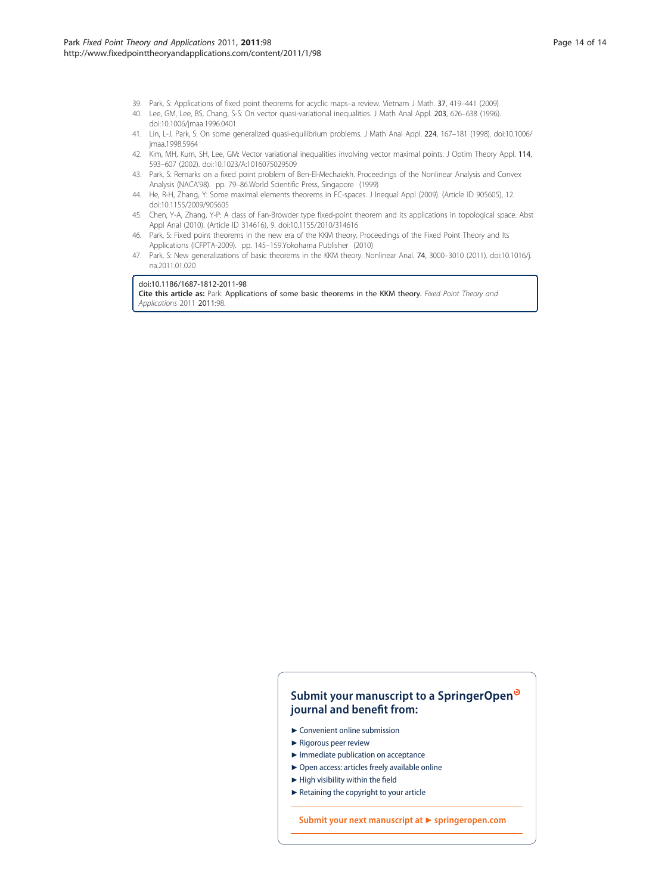39. Park, S: Applications of fixed point theorems for acyclic maps–a review. Vietnam J Math. **37**, 419–441 (2009)
40. Lee, GM, Lee, BS, Chang, S-S: On vector quasi-variational inequalities. J Math Anal Appl. **203**, 626–638 (1996). doi:10.1006/jmaa.1996.0401
41. Lin, L-J, Park, S: On some generalized quasi-equilibrium problems. J Math Anal Appl. **224**, 167–181 (1998). doi:10.1006/jmaa.1998.5964
42. Kim, MH, Kum, SH, Lee, GM: Vector variational inequalities involving vector maximal points. J Optim Theory Appl. **114**, 593–607 (2002). doi:10.1023/A:1016075029509
43. Park, S: Remarks on a fixed point problem of Ben-El-Mechaiekh. Proceedings of the Nonlinear Analysis and Convex Analysis (NACA'98). pp. 79–86.World Scientific Press, Singapore (1999)
44. He, R-H, Zhang, Y: Some maximal elements theorems in FC-spaces. J Inequal Appl (2009). (Article ID 905605), 12. doi:10.1155/2009/905605
45. Chen, Y-A, Zhang, Y-P: A class of Fan-Browder type fixed-point theorem and its applications in topological space. Abst Appl Anal (2010). (Article ID 314616), 9. doi:10.1155/2010/314616
46. Park, S: Fixed point theorems in the new era of the KKM theory. Proceedings of the Fixed Point Theory and Its Applications (ICFPTA-2009). pp. 145–159.Yokohama Publisher (2010)
47. Park, S: New generalizations of basic theorems in the KKM theory. Nonlinear Anal. **74**, 3000–3010 (2011). doi:10.1016/j.na.2011.01.020

doi:10.1186/1687-1812-2011-98
**Cite this article as:** Park: Applications of some basic theorems in the KKM theory. *Fixed Point Theory and Applications* 2011 **2011**:98.

**Submit your manuscript to a SpringerOpen journal and benefit from:**

- ► Convenient online submission
- ► Rigorous peer review
- ► Immediate publication on acceptance
- ► Open access: articles freely available online
- ► High visibility within the field
- ► Retaining the copyright to your article

**Submit your next manuscript at ► springeropen.com**